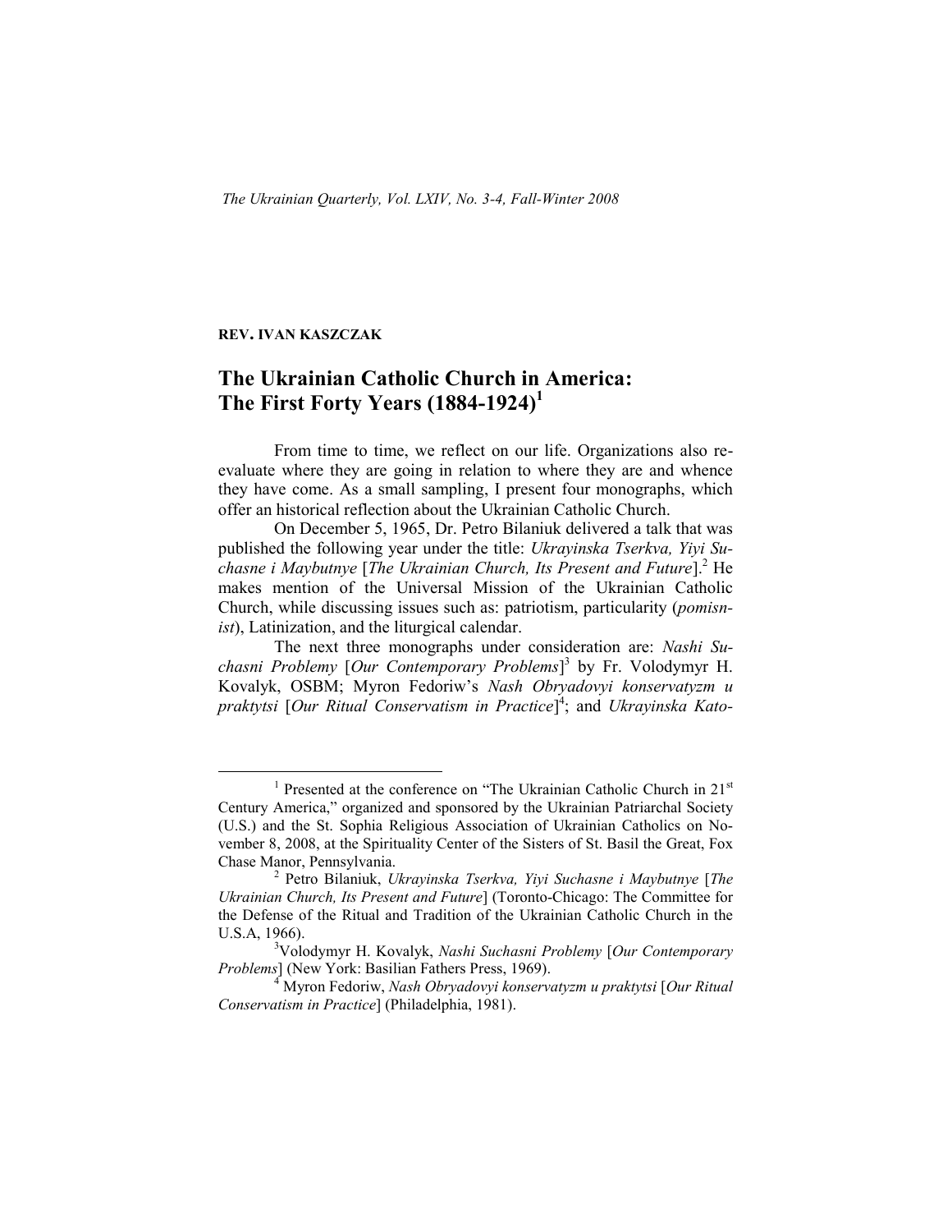**REV. IVAN KASZCZAK**

# The Ukrainian Catholic Church in America: The First Forty Years (1884-1924)[1]

From time to time, we reflect on our life. Organizations also re-evaluate where they are going in relation to where they are and whence they have come. As a small sampling, I present four monographs, which offer an historical reflection about the Ukrainian Catholic Church.

On December 5, 1965, Dr. Petro Bilaniuk delivered a talk that was published the following year under the title: *Ukrayinska Tserkva, Yiyi Suchasne i Maybutnye* [*The Ukrainian Church, Its Present and Future*].[2] He makes mention of the Universal Mission of the Ukrainian Catholic Church, while discussing issues such as: patriotism, particularity (*pomisnist*), Latinization, and the liturgical calendar.

The next three monographs under consideration are: *Nashi Suchasni Problemy* [*Our Contemporary Problems*][3] by Fr. Volodymyr H. Kovalyk, OSBM; Myron Fedoriw's *Nash Obryadovyi konservatyzm u praktytsi* [*Our Ritual Conservatism in Practice*][4]; and *Ukrayinska Kato-*

---

[1] Presented at the conference on "The Ukrainian Catholic Church in 21st Century America," organized and sponsored by the Ukrainian Patriarchal Society (U.S.) and the St. Sophia Religious Association of Ukrainian Catholics on November 8, 2008, at the Spirituality Center of the Sisters of St. Basil the Great, Fox Chase Manor, Pennsylvania.

[2] Petro Bilaniuk, *Ukrayinska Tserkva, Yiyi Suchasne i Maybutnye* [*The Ukrainian Church, Its Present and Future*] (Toronto-Chicago: The Committee for the Defense of the Ritual and Tradition of the Ukrainian Catholic Church in the U.S.A, 1966).

[3] Volodymyr H. Kovalyk, *Nashi Suchasni Problemy* [*Our Contemporary Problems*] (New York: Basilian Fathers Press, 1969).

[4] Myron Fedoriw, *Nash Obryadovyi konservatyzm u praktytsi* [*Our Ritual Conservatism in Practice*] (Philadelphia, 1981).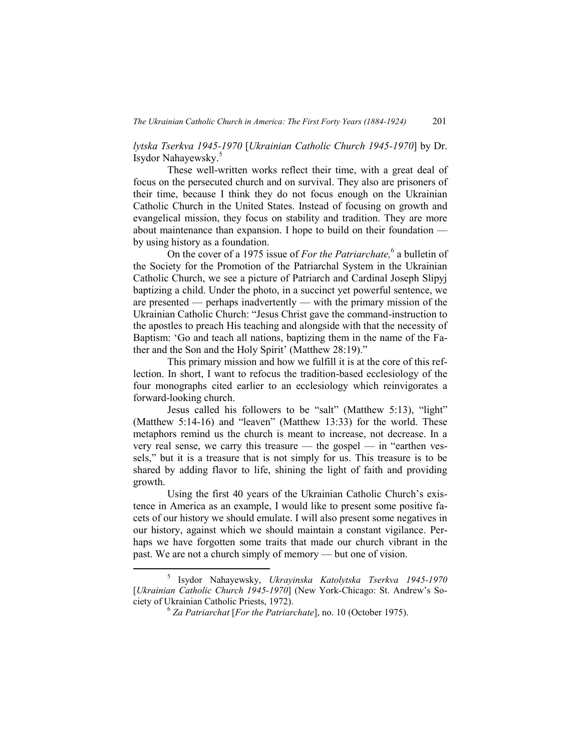*lytska Tserkva 1945-1970* [*Ukrainian Catholic Church 1945-1970*] by Dr. Isydor Nahayewsky.[5]

These well-written works reflect their time, with a great deal of focus on the persecuted church and on survival. They also are prisoners of their time, because I think they do not focus enough on the Ukrainian Catholic Church in the United States. Instead of focusing on growth and evangelical mission, they focus on stability and tradition. They are more about maintenance than expansion. I hope to build on their foundation — by using history as a foundation.

On the cover of a 1975 issue of *For the Patriarchate,*[6] a bulletin of the Society for the Promotion of the Patriarchal System in the Ukrainian Catholic Church, we see a picture of Patriarch and Cardinal Joseph Slipyj baptizing a child. Under the photo, in a succinct yet powerful sentence, we are presented — perhaps inadvertently — with the primary mission of the Ukrainian Catholic Church: "Jesus Christ gave the command-instruction to the apostles to preach His teaching and alongside with that the necessity of Baptism: 'Go and teach all nations, baptizing them in the name of the Father and the Son and the Holy Spirit' (Matthew 28:19)."

This primary mission and how we fulfill it is at the core of this reflection. In short, I want to refocus the tradition-based ecclesiology of the four monographs cited earlier to an ecclesiology which reinvigorates a forward-looking church.

Jesus called his followers to be "salt" (Matthew 5:13), "light" (Matthew 5:14-16) and "leaven" (Matthew 13:33) for the world. These metaphors remind us the church is meant to increase, not decrease. In a very real sense, we carry this treasure — the gospel — in "earthen vessels," but it is a treasure that is not simply for us. This treasure is to be shared by adding flavor to life, shining the light of faith and providing growth.

Using the first 40 years of the Ukrainian Catholic Church's existence in America as an example, I would like to present some positive facets of our history we should emulate. I will also present some negatives in our history, against which we should maintain a constant vigilance. Perhaps we have forgotten some traits that made our church vibrant in the past. We are not a church simply of memory — but one of vision.

---

[5] Isydor Nahayewsky, *Ukrayinska Katolytska Tserkva 1945-1970* [*Ukrainian Catholic Church 1945-1970*] (New York-Chicago: St. Andrew's Society of Ukrainian Catholic Priests, 1972).

[6] *Za Patriarchat* [*For the Patriarchate*], no. 10 (October 1975).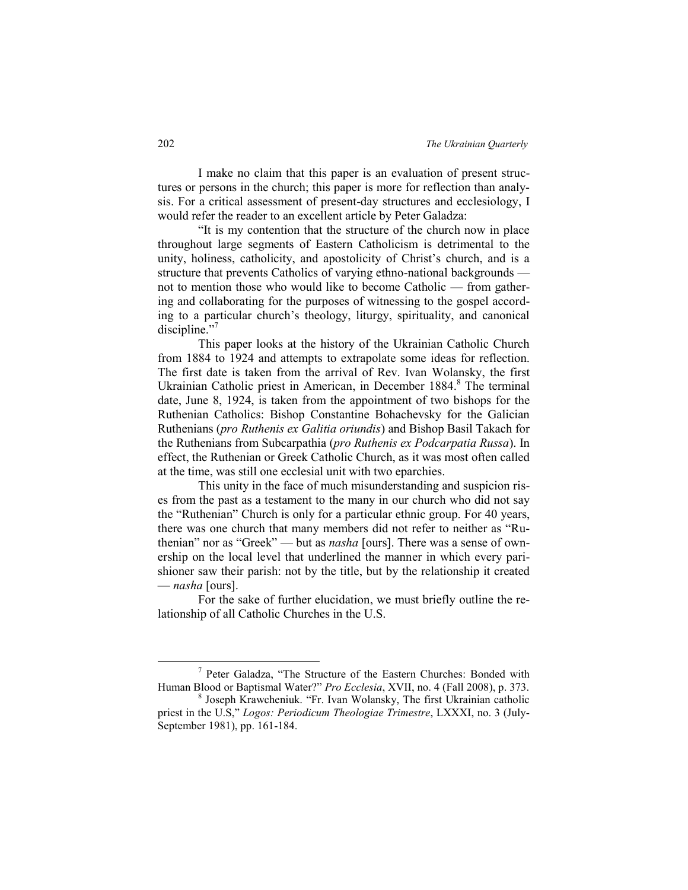I make no claim that this paper is an evaluation of present structures or persons in the church; this paper is more for reflection than analysis. For a critical assessment of present-day structures and ecclesiology, I would refer the reader to an excellent article by Peter Galadza:

"It is my contention that the structure of the church now in place throughout large segments of Eastern Catholicism is detrimental to the unity, holiness, catholicity, and apostolicity of Christ's church, and is a structure that prevents Catholics of varying ethno-national backgrounds — not to mention those who would like to become Catholic — from gathering and collaborating for the purposes of witnessing to the gospel according to a particular church's theology, liturgy, spirituality, and canonical discipline."[7]

This paper looks at the history of the Ukrainian Catholic Church from 1884 to 1924 and attempts to extrapolate some ideas for reflection. The first date is taken from the arrival of Rev. Ivan Wolansky, the first Ukrainian Catholic priest in American, in December 1884.[8] The terminal date, June 8, 1924, is taken from the appointment of two bishops for the Ruthenian Catholics: Bishop Constantine Bohachevsky for the Galician Ruthenians (*pro Ruthenis ex Galitia oriundis*) and Bishop Basil Takach for the Ruthenians from Subcarpathia (*pro Ruthenis ex Podcarpatia Russa*). In effect, the Ruthenian or Greek Catholic Church, as it was most often called at the time, was still one ecclesial unit with two eparchies.

This unity in the face of much misunderstanding and suspicion rises from the past as a testament to the many in our church who did not say the "Ruthenian" Church is only for a particular ethnic group. For 40 years, there was one church that many members did not refer to neither as "Ruthenian" nor as "Greek" — but as *nasha* [ours]. There was a sense of ownership on the local level that underlined the manner in which every parishioner saw their parish: not by the title, but by the relationship it created — *nasha* [ours].

For the sake of further elucidation, we must briefly outline the relationship of all Catholic Churches in the U.S.

---

[7] Peter Galadza, "The Structure of the Eastern Churches: Bonded with Human Blood or Baptismal Water?" *Pro Ecclesia*, XVII, no. 4 (Fall 2008), p. 373.

[8] Joseph Krawcheniuk. "Fr. Ivan Wolansky, The first Ukrainian catholic priest in the U.S," *Logos: Periodicum Theologiae Trimestre*, LXXXI, no. 3 (July-September 1981), pp. 161-184.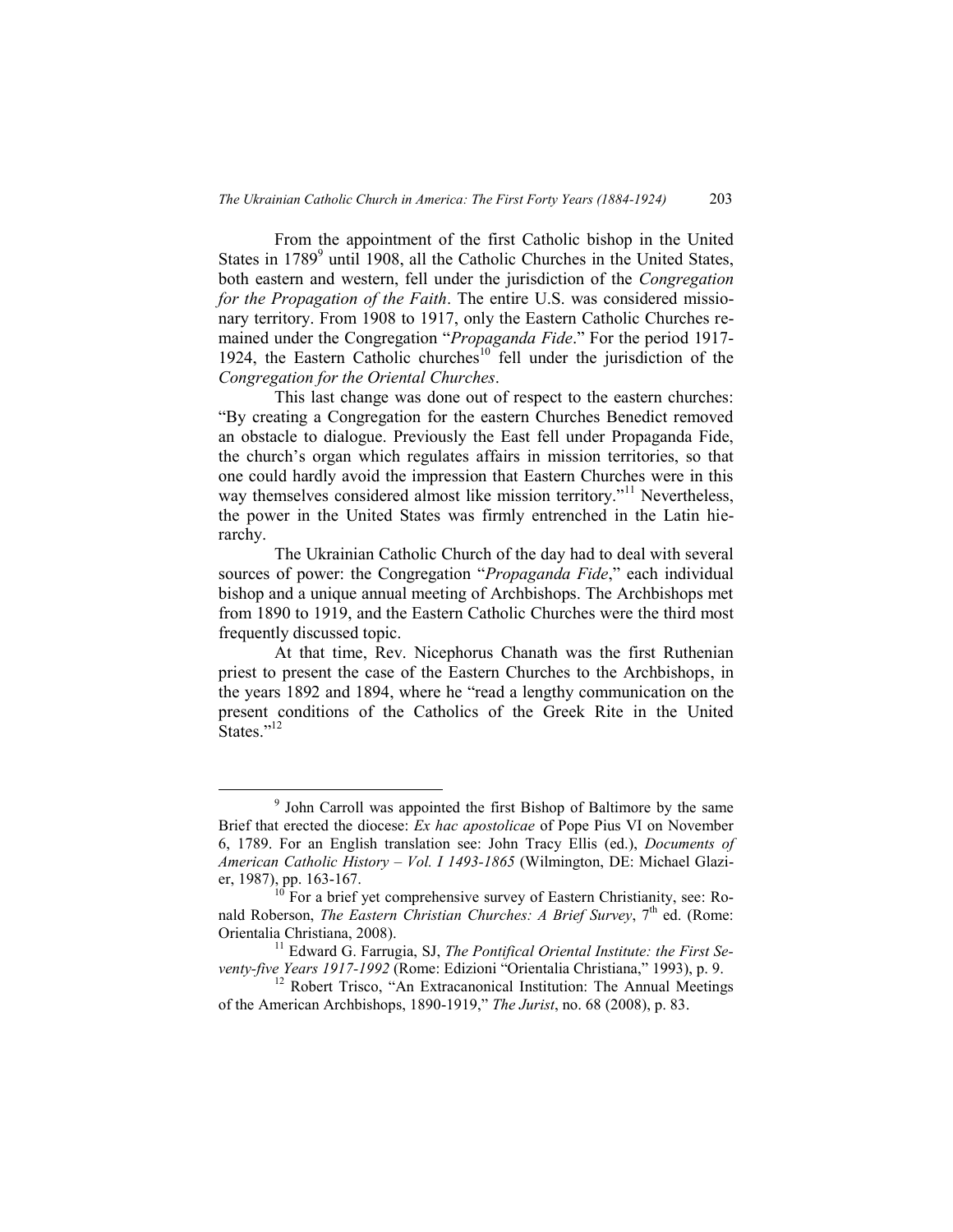From the appointment of the first Catholic bishop in the United States in 1789[9] until 1908, all the Catholic Churches in the United States, both eastern and western, fell under the jurisdiction of the *Congregation for the Propagation of the Faith*. The entire U.S. was considered missionary territory. From 1908 to 1917, only the Eastern Catholic Churches remained under the Congregation "*Propaganda Fide*." For the period 1917-1924, the Eastern Catholic churches[10] fell under the jurisdiction of the *Congregation for the Oriental Churches*.

This last change was done out of respect to the eastern churches: "By creating a Congregation for the eastern Churches Benedict removed an obstacle to dialogue. Previously the East fell under Propaganda Fide, the church's organ which regulates affairs in mission territories, so that one could hardly avoid the impression that Eastern Churches were in this way themselves considered almost like mission territory."[11] Nevertheless, the power in the United States was firmly entrenched in the Latin hierarchy.

The Ukrainian Catholic Church of the day had to deal with several sources of power: the Congregation "*Propaganda Fide*," each individual bishop and a unique annual meeting of Archbishops. The Archbishops met from 1890 to 1919, and the Eastern Catholic Churches were the third most frequently discussed topic.

At that time, Rev. Nicephorus Chanath was the first Ruthenian priest to present the case of the Eastern Churches to the Archbishops, in the years 1892 and 1894, where he "read a lengthy communication on the present conditions of the Catholics of the Greek Rite in the United States."[12]

---

[9] John Carroll was appointed the first Bishop of Baltimore by the same Brief that erected the diocese: *Ex hac apostolicae* of Pope Pius VI on November 6, 1789. For an English translation see: John Tracy Ellis (ed.), *Documents of American Catholic History – Vol. I 1493-1865* (Wilmington, DE: Michael Glazier, 1987), pp. 163-167.

[10] For a brief yet comprehensive survey of Eastern Christianity, see: Ronald Roberson, *The Eastern Christian Churches: A Brief Survey*, 7th ed. (Rome: Orientalia Christiana, 2008).

[11] Edward G. Farrugia, SJ, *The Pontifical Oriental Institute: the First Seventy-five Years 1917-1992* (Rome: Edizioni "Orientalia Christiana," 1993), p. 9.

[12] Robert Trisco, "An Extracanonical Institution: The Annual Meetings of the American Archbishops, 1890-1919," *The Jurist*, no. 68 (2008), p. 83.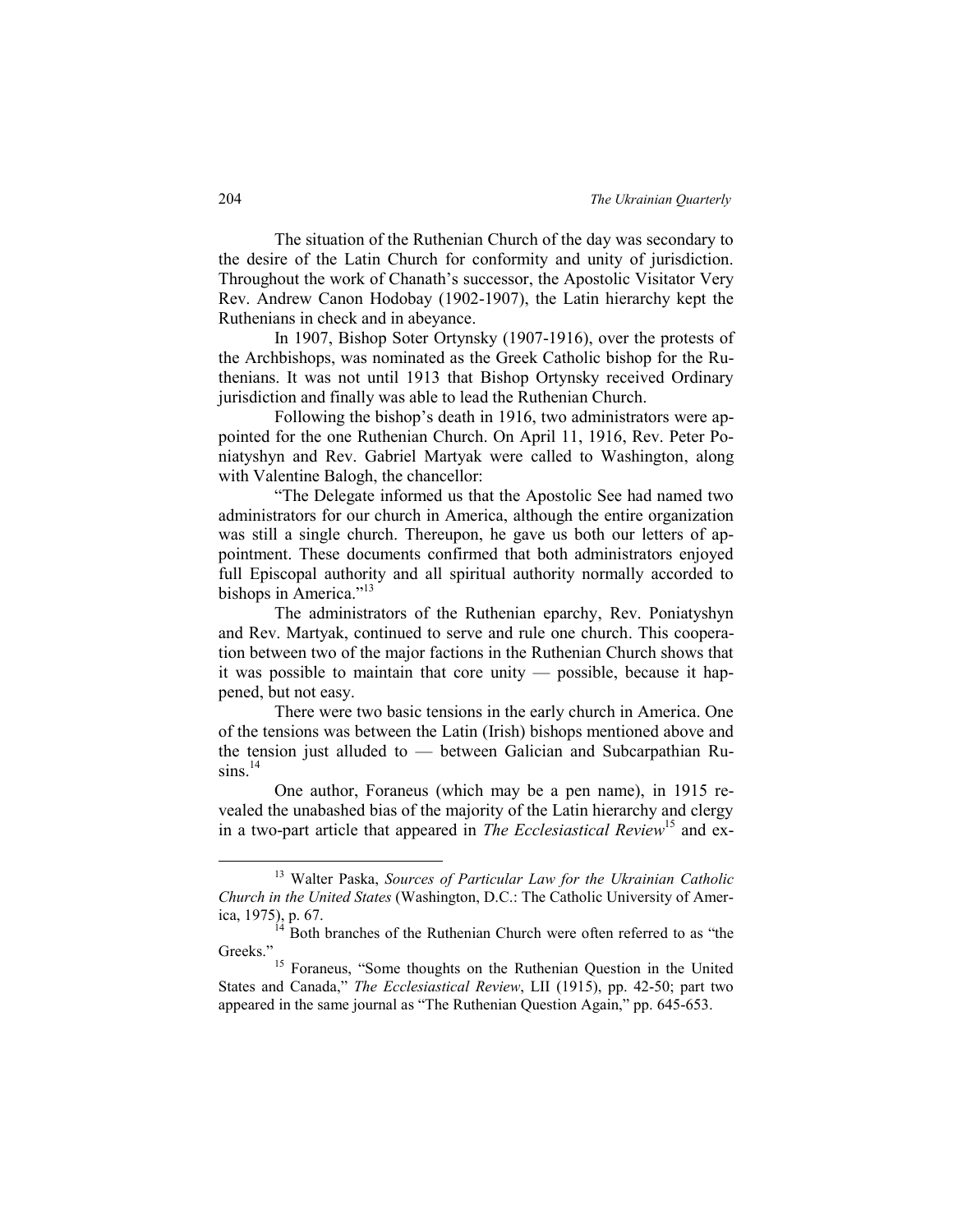The situation of the Ruthenian Church of the day was secondary to the desire of the Latin Church for conformity and unity of jurisdiction. Throughout the work of Chanath's successor, the Apostolic Visitator Very Rev. Andrew Canon Hodobay (1902-1907), the Latin hierarchy kept the Ruthenians in check and in abeyance.

In 1907, Bishop Soter Ortynsky (1907-1916), over the protests of the Archbishops, was nominated as the Greek Catholic bishop for the Ruthenians. It was not until 1913 that Bishop Ortynsky received Ordinary jurisdiction and finally was able to lead the Ruthenian Church.

Following the bishop's death in 1916, two administrators were appointed for the one Ruthenian Church. On April 11, 1916, Rev. Peter Poniatyshyn and Rev. Gabriel Martyak were called to Washington, along with Valentine Balogh, the chancellor:

"The Delegate informed us that the Apostolic See had named two administrators for our church in America, although the entire organization was still a single church. Thereupon, he gave us both our letters of appointment. These documents confirmed that both administrators enjoyed full Episcopal authority and all spiritual authority normally accorded to bishops in America."[13]

The administrators of the Ruthenian eparchy, Rev. Poniatyshyn and Rev. Martyak, continued to serve and rule one church. This cooperation between two of the major factions in the Ruthenian Church shows that it was possible to maintain that core unity — possible, because it happened, but not easy.

There were two basic tensions in the early church in America. One of the tensions was between the Latin (Irish) bishops mentioned above and the tension just alluded to — between Galician and Subcarpathian Rusins.[14]

One author, Foraneus (which may be a pen name), in 1915 revealed the unabashed bias of the majority of the Latin hierarchy and clergy in a two-part article that appeared in *The Ecclesiastical Review*[15] and ex-

---

[13] Walter Paska, *Sources of Particular Law for the Ukrainian Catholic Church in the United States* (Washington, D.C.: The Catholic University of America, 1975), p. 67.

[14] Both branches of the Ruthenian Church were often referred to as "the Greeks."

[15] Foraneus, "Some thoughts on the Ruthenian Question in the United States and Canada," *The Ecclesiastical Review*, LII (1915), pp. 42-50; part two appeared in the same journal as "The Ruthenian Question Again," pp. 645-653.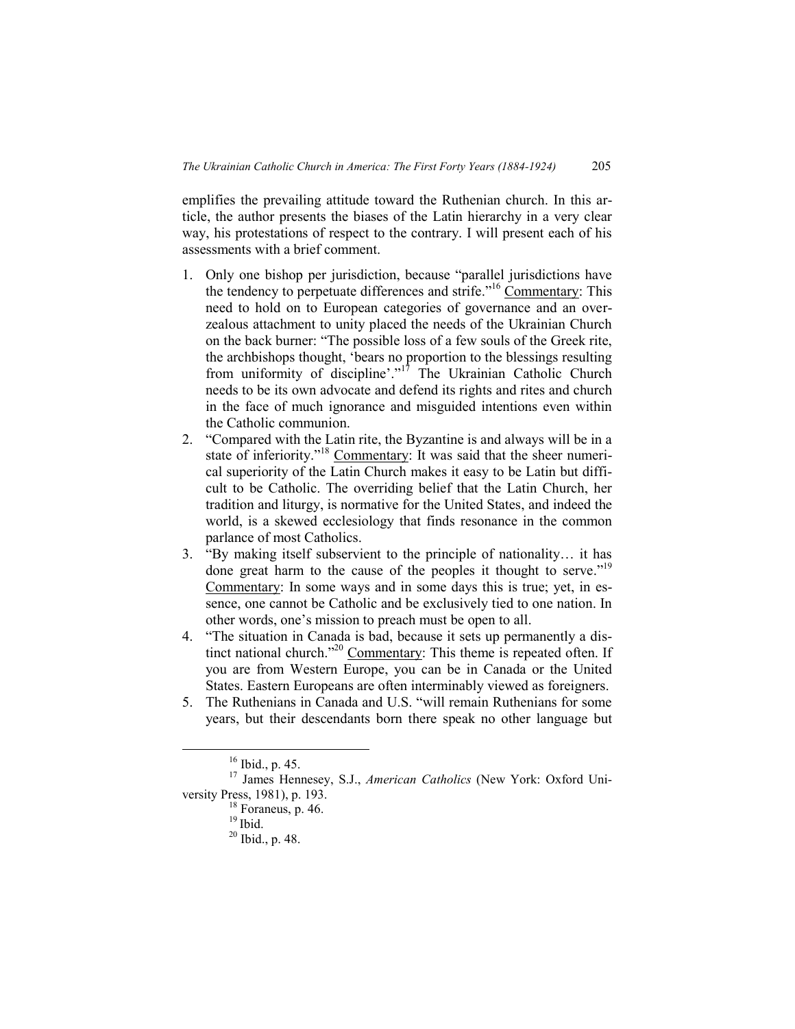emplifies the prevailing attitude toward the Ruthenian church. In this article, the author presents the biases of the Latin hierarchy in a very clear way, his protestations of respect to the contrary. I will present each of his assessments with a brief comment.

1. Only one bishop per jurisdiction, because "parallel jurisdictions have the tendency to perpetuate differences and strife."[16] Commentary: This need to hold on to European categories of governance and an overzealous attachment to unity placed the needs of the Ukrainian Church on the back burner: "The possible loss of a few souls of the Greek rite, the archbishops thought, 'bears no proportion to the blessings resulting from uniformity of discipline'."[17] The Ukrainian Catholic Church needs to be its own advocate and defend its rights and rites and church in the face of much ignorance and misguided intentions even within the Catholic communion.
2. "Compared with the Latin rite, the Byzantine is and always will be in a state of inferiority."[18] Commentary: It was said that the sheer numerical superiority of the Latin Church makes it easy to be Latin but difficult to be Catholic. The overriding belief that the Latin Church, her tradition and liturgy, is normative for the United States, and indeed the world, is a skewed ecclesiology that finds resonance in the common parlance of most Catholics.
3. "By making itself subservient to the principle of nationality… it has done great harm to the cause of the peoples it thought to serve."[19] Commentary: In some ways and in some days this is true; yet, in essence, one cannot be Catholic and be exclusively tied to one nation. In other words, one's mission to preach must be open to all.
4. "The situation in Canada is bad, because it sets up permanently a distinct national church."[20] Commentary: This theme is repeated often. If you are from Western Europe, you can be in Canada or the United States. Eastern Europeans are often interminably viewed as foreigners.
5. The Ruthenians in Canada and U.S. "will remain Ruthenians for some years, but their descendants born there speak no other language but

---

[16] Ibid., p. 45.

[17] James Hennesey, S.J., *American Catholics* (New York: Oxford University Press, 1981), p. 193.

[18] Foraneus, p. 46.

[19] Ibid.

[20] Ibid., p. 48.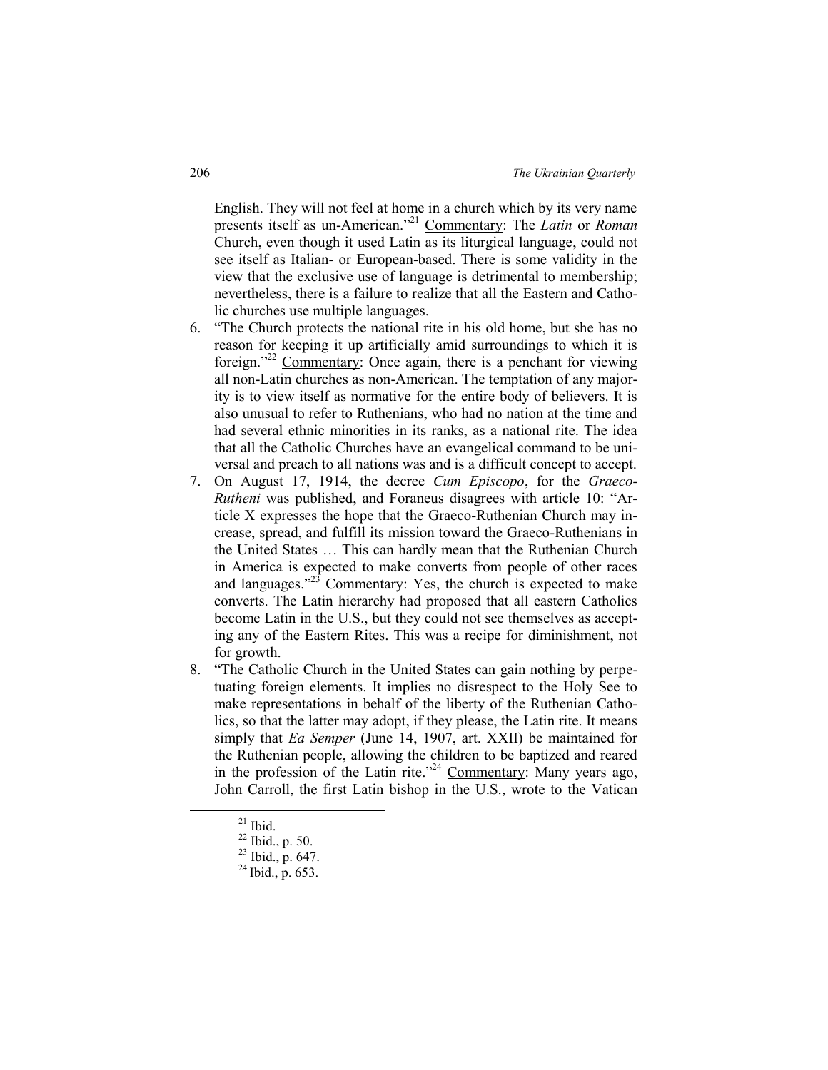English. They will not feel at home in a church which by its very name presents itself as un-American."[21] <u>Commentary</u>: The *Latin* or *Roman* Church, even though it used Latin as its liturgical language, could not see itself as Italian- or European-based. There is some validity in the view that the exclusive use of language is detrimental to membership; nevertheless, there is a failure to realize that all the Eastern and Catholic churches use multiple languages.

6. "The Church protects the national rite in his old home, but she has no reason for keeping it up artificially amid surroundings to which it is foreign."[22] <u>Commentary</u>: Once again, there is a penchant for viewing all non-Latin churches as non-American. The temptation of any majority is to view itself as normative for the entire body of believers. It is also unusual to refer to Ruthenians, who had no nation at the time and had several ethnic minorities in its ranks, as a national rite. The idea that all the Catholic Churches have an evangelical command to be universal and preach to all nations was and is a difficult concept to accept.
7. On August 17, 1914, the decree *Cum Episcopo*, for the *Graeco-Rutheni* was published, and Foraneus disagrees with article 10: "Article X expresses the hope that the Graeco-Ruthenian Church may increase, spread, and fulfill its mission toward the Graeco-Ruthenians in the United States … This can hardly mean that the Ruthenian Church in America is expected to make converts from people of other races and languages."[23] <u>Commentary</u>: Yes, the church is expected to make converts. The Latin hierarchy had proposed that all eastern Catholics become Latin in the U.S., but they could not see themselves as accepting any of the Eastern Rites. This was a recipe for diminishment, not for growth.
8. "The Catholic Church in the United States can gain nothing by perpetuating foreign elements. It implies no disrespect to the Holy See to make representations in behalf of the liberty of the Ruthenian Catholics, so that the latter may adopt, if they please, the Latin rite. It means simply that *Ea Semper* (June 14, 1907, art. XXII) be maintained for the Ruthenian people, allowing the children to be baptized and reared in the profession of the Latin rite."[24] <u>Commentary</u>: Many years ago, John Carroll, the first Latin bishop in the U.S., wrote to the Vatican

[21] Ibid.
[22] Ibid., p. 50.
[23] Ibid., p. 647.
[24] Ibid., p. 653.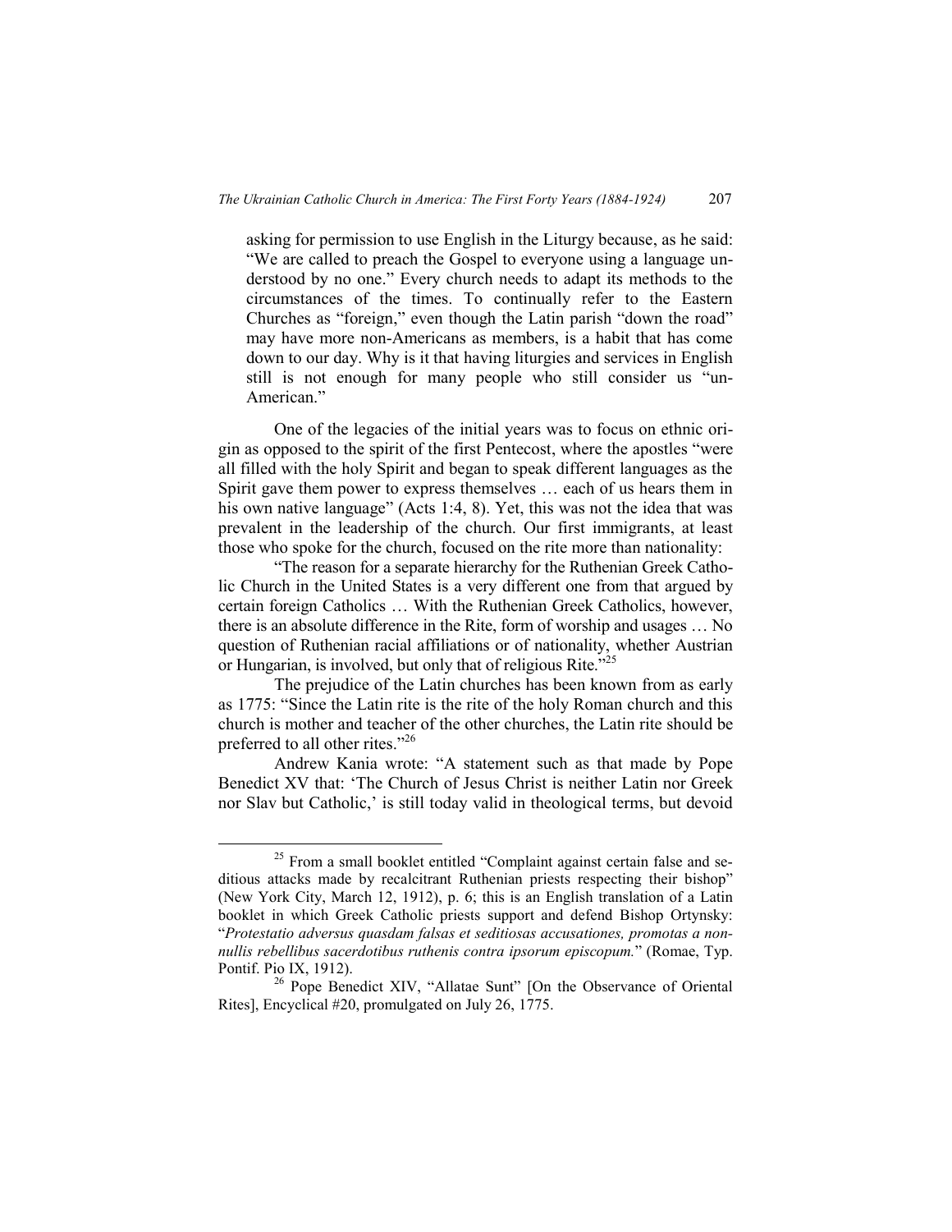asking for permission to use English in the Liturgy because, as he said: "We are called to preach the Gospel to everyone using a language understood by no one." Every church needs to adapt its methods to the circumstances of the times. To continually refer to the Eastern Churches as "foreign," even though the Latin parish "down the road" may have more non-Americans as members, is a habit that has come down to our day. Why is it that having liturgies and services in English still is not enough for many people who still consider us "un-American."

One of the legacies of the initial years was to focus on ethnic origin as opposed to the spirit of the first Pentecost, where the apostles "were all filled with the holy Spirit and began to speak different languages as the Spirit gave them power to express themselves … each of us hears them in his own native language" (Acts 1:4, 8). Yet, this was not the idea that was prevalent in the leadership of the church. Our first immigrants, at least those who spoke for the church, focused on the rite more than nationality:

"The reason for a separate hierarchy for the Ruthenian Greek Catholic Church in the United States is a very different one from that argued by certain foreign Catholics … With the Ruthenian Greek Catholics, however, there is an absolute difference in the Rite, form of worship and usages … No question of Ruthenian racial affiliations or of nationality, whether Austrian or Hungarian, is involved, but only that of religious Rite."[25]

The prejudice of the Latin churches has been known from as early as 1775: "Since the Latin rite is the rite of the holy Roman church and this church is mother and teacher of the other churches, the Latin rite should be preferred to all other rites."[26]

Andrew Kania wrote: "A statement such as that made by Pope Benedict XV that: 'The Church of Jesus Christ is neither Latin nor Greek nor Slav but Catholic,' is still today valid in theological terms, but devoid

---

[25] From a small booklet entitled "Complaint against certain false and seditious attacks made by recalcitrant Ruthenian priests respecting their bishop" (New York City, March 12, 1912), p. 6; this is an English translation of a Latin booklet in which Greek Catholic priests support and defend Bishop Ortynsky: "*Protestatio adversus quasdam falsas et seditiosas accusationes, promotas a nonnullis rebellibus sacerdotibus ruthenis contra ipsorum episcopum.*" (Romae, Typ. Pontif. Pio IX, 1912).

[26] Pope Benedict XIV, "Allatae Sunt" [On the Observance of Oriental Rites], Encyclical #20, promulgated on July 26, 1775.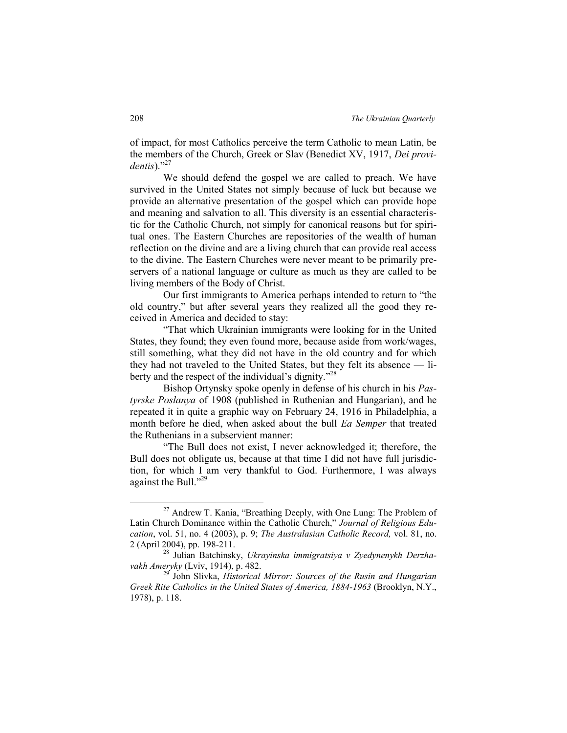of impact, for most Catholics perceive the term Catholic to mean Latin, be the members of the Church, Greek or Slav (Benedict XV, 1917, *Dei providentis*)."[27]

We should defend the gospel we are called to preach. We have survived in the United States not simply because of luck but because we provide an alternative presentation of the gospel which can provide hope and meaning and salvation to all. This diversity is an essential characteristic for the Catholic Church, not simply for canonical reasons but for spiritual ones. The Eastern Churches are repositories of the wealth of human reflection on the divine and are a living church that can provide real access to the divine. The Eastern Churches were never meant to be primarily preservers of a national language or culture as much as they are called to be living members of the Body of Christ.

Our first immigrants to America perhaps intended to return to "the old country," but after several years they realized all the good they received in America and decided to stay:

"That which Ukrainian immigrants were looking for in the United States, they found; they even found more, because aside from work/wages, still something, what they did not have in the old country and for which they had not traveled to the United States, but they felt its absence — liberty and the respect of the individual's dignity."[28]

Bishop Ortynsky spoke openly in defense of his church in his *Pastyrske Poslanya* of 1908 (published in Ruthenian and Hungarian), and he repeated it in quite a graphic way on February 24, 1916 in Philadelphia, a month before he died, when asked about the bull *Ea Semper* that treated the Ruthenians in a subservient manner:

"The Bull does not exist, I never acknowledged it; therefore, the Bull does not obligate us, because at that time I did not have full jurisdiction, for which I am very thankful to God. Furthermore, I was always against the Bull."[29]

---

[27] Andrew T. Kania, "Breathing Deeply, with One Lung: The Problem of Latin Church Dominance within the Catholic Church," *Journal of Religious Education*, vol. 51, no. 4 (2003), p. 9; *The Australasian Catholic Record,* vol. 81, no. 2 (April 2004), pp. 198-211.

[28] Julian Batchinsky, *Ukrayinska immigratsiya v Zyedynenykh Derzhavakh Ameryky* (Lviv, 1914), p. 482.

[29] John Slivka, *Historical Mirror: Sources of the Rusin and Hungarian Greek Rite Catholics in the United States of America, 1884-1963* (Brooklyn, N.Y., 1978), p. 118.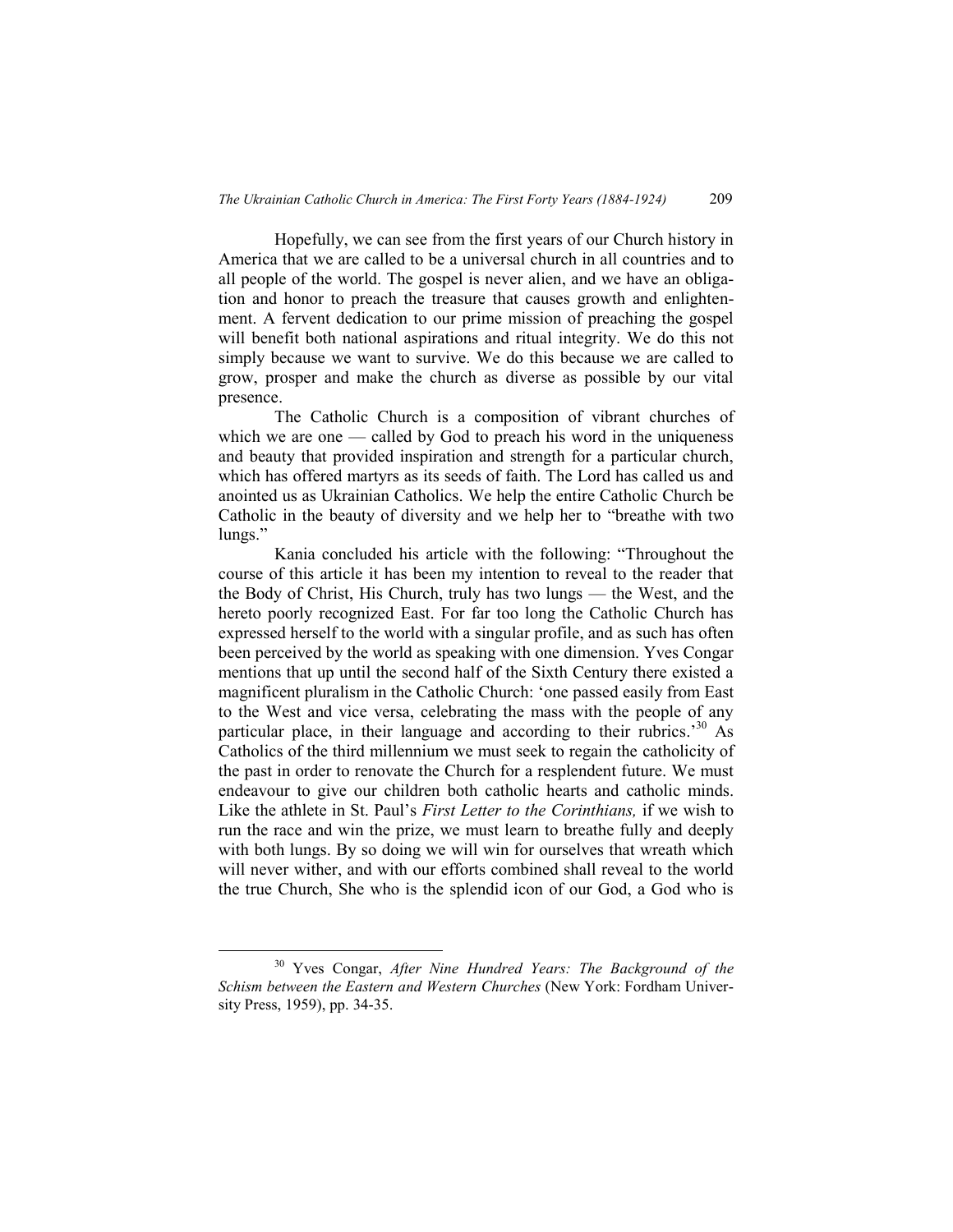Hopefully, we can see from the first years of our Church history in America that we are called to be a universal church in all countries and to all people of the world. The gospel is never alien, and we have an obligation and honor to preach the treasure that causes growth and enlightenment. A fervent dedication to our prime mission of preaching the gospel will benefit both national aspirations and ritual integrity. We do this not simply because we want to survive. We do this because we are called to grow, prosper and make the church as diverse as possible by our vital presence.

The Catholic Church is a composition of vibrant churches of which we are one — called by God to preach his word in the uniqueness and beauty that provided inspiration and strength for a particular church, which has offered martyrs as its seeds of faith. The Lord has called us and anointed us as Ukrainian Catholics. We help the entire Catholic Church be Catholic in the beauty of diversity and we help her to "breathe with two lungs."

Kania concluded his article with the following: "Throughout the course of this article it has been my intention to reveal to the reader that the Body of Christ, His Church, truly has two lungs — the West, and the hereto poorly recognized East. For far too long the Catholic Church has expressed herself to the world with a singular profile, and as such has often been perceived by the world as speaking with one dimension. Yves Congar mentions that up until the second half of the Sixth Century there existed a magnificent pluralism in the Catholic Church: 'one passed easily from East to the West and vice versa, celebrating the mass with the people of any particular place, in their language and according to their rubrics.'[30] As Catholics of the third millennium we must seek to regain the catholicity of the past in order to renovate the Church for a resplendent future. We must endeavour to give our children both catholic hearts and catholic minds. Like the athlete in St. Paul's *First Letter to the Corinthians,* if we wish to run the race and win the prize, we must learn to breathe fully and deeply with both lungs. By so doing we will win for ourselves that wreath which will never wither, and with our efforts combined shall reveal to the world the true Church, She who is the splendid icon of our God, a God who is

---

[30] Yves Congar, *After Nine Hundred Years: The Background of the Schism between the Eastern and Western Churches* (New York: Fordham University Press, 1959), pp. 34-35.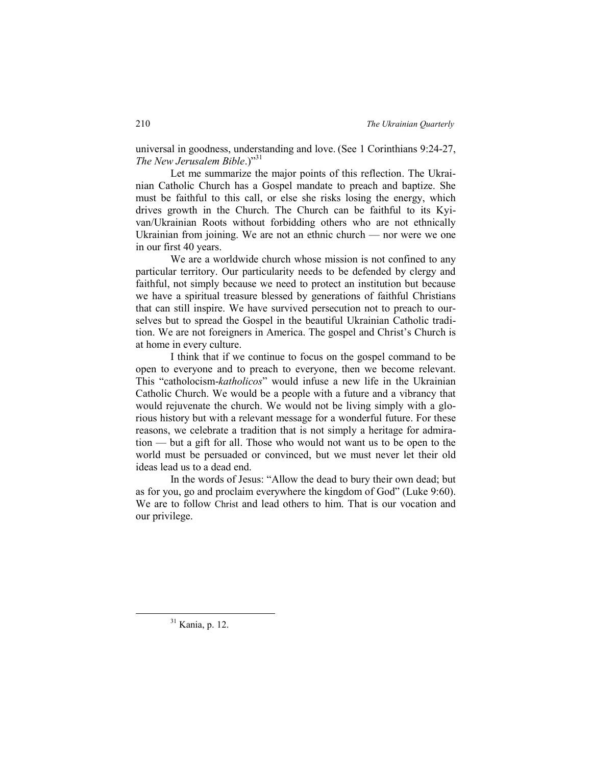universal in goodness, understanding and love. (See 1 Corinthians 9:24-27, *The New Jerusalem Bible*.)"[31]

Let me summarize the major points of this reflection. The Ukrainian Catholic Church has a Gospel mandate to preach and baptize. She must be faithful to this call, or else she risks losing the energy, which drives growth in the Church. The Church can be faithful to its Kyivan/Ukrainian Roots without forbidding others who are not ethnically Ukrainian from joining. We are not an ethnic church — nor were we one in our first 40 years.

We are a worldwide church whose mission is not confined to any particular territory. Our particularity needs to be defended by clergy and faithful, not simply because we need to protect an institution but because we have a spiritual treasure blessed by generations of faithful Christians that can still inspire. We have survived persecution not to preach to ourselves but to spread the Gospel in the beautiful Ukrainian Catholic tradition. We are not foreigners in America. The gospel and Christ's Church is at home in every culture.

I think that if we continue to focus on the gospel command to be open to everyone and to preach to everyone, then we become relevant. This "catholocism-*katholicos*" would infuse a new life in the Ukrainian Catholic Church. We would be a people with a future and a vibrancy that would rejuvenate the church. We would not be living simply with a glorious history but with a relevant message for a wonderful future. For these reasons, we celebrate a tradition that is not simply a heritage for admiration — but a gift for all. Those who would not want us to be open to the world must be persuaded or convinced, but we must never let their old ideas lead us to a dead end.

In the words of Jesus: "Allow the dead to bury their own dead; but as for you, go and proclaim everywhere the kingdom of God" (Luke 9:60). We are to follow Christ and lead others to him. That is our vocation and our privilege.

---

[31] Kania, p. 12.